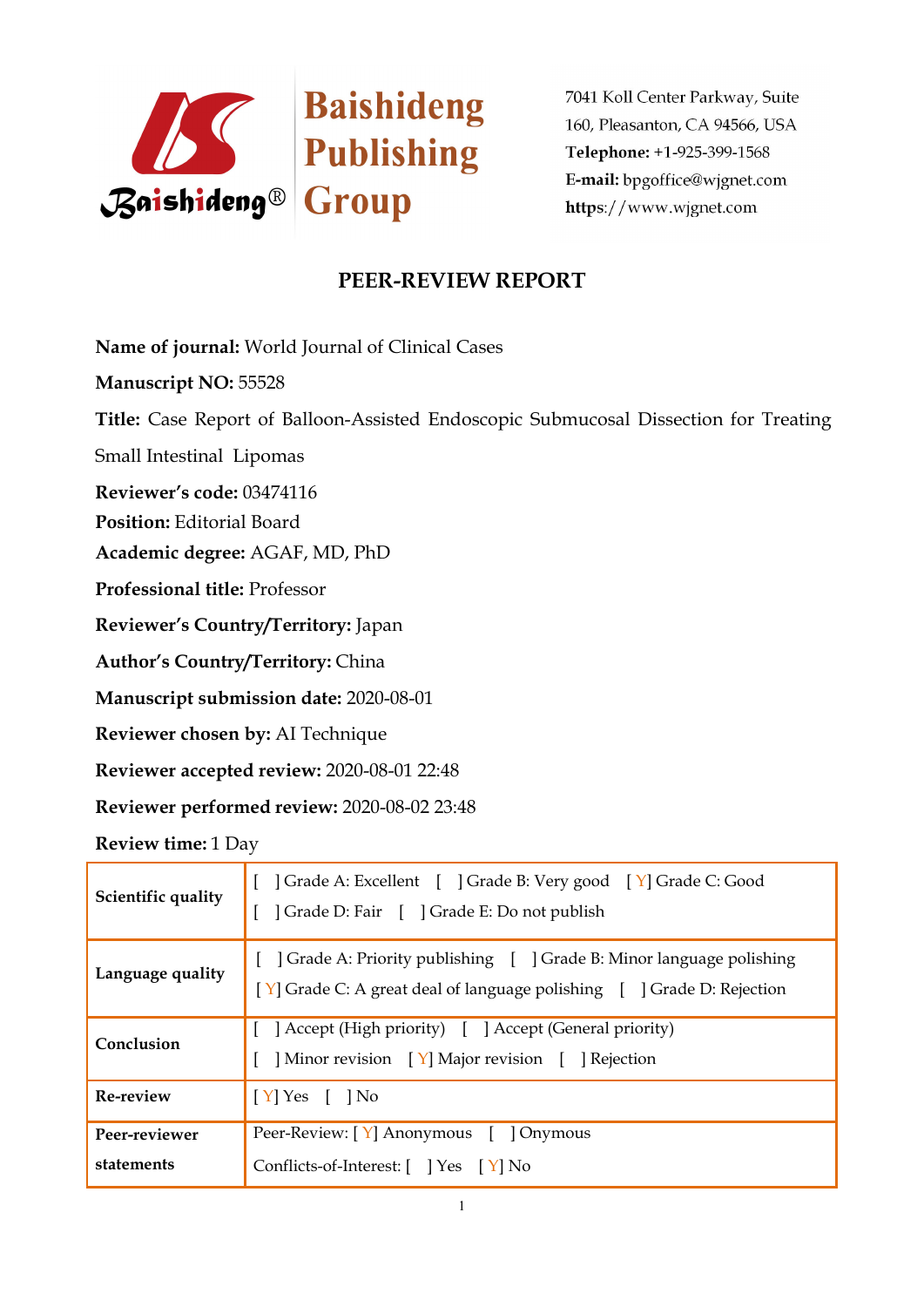Baishideng Publishing Group

7041 Koll Center Parkway, Suite 160, Pleasanton, CA 94566, USA
**Telephone:** +1-925-399-1568
**E-mail:** bpgoffice@wjgnet.com
**https**://www.wjgnet.com

# PEER-REVIEW REPORT

**Name of journal:** World Journal of Clinical Cases

**Manuscript NO:** 55528

**Title:** Case Report of Balloon-Assisted Endoscopic Submucosal Dissection for Treating Small Intestinal Lipomas

**Reviewer's code:** 03474116

**Position:** Editorial Board

**Academic degree:** AGAF, MD, PhD

**Professional title:** Professor

**Reviewer's Country/Territory:** Japan

**Author's Country/Territory:** China

**Manuscript submission date:** 2020-08-01

**Reviewer chosen by:** AI Technique

**Reviewer accepted review:** 2020-08-01 22:48

**Reviewer performed review:** 2020-08-02 23:48

**Review time:** 1 Day

| | |
|---|---|
| **Scientific quality** | [ ] Grade A: Excellent [ ] Grade B: Very good [Y] Grade C: Good [ ] Grade D: Fair [ ] Grade E: Do not publish |
| **Language quality** | [ ] Grade A: Priority publishing [ ] Grade B: Minor language polishing [Y] Grade C: A great deal of language polishing [ ] Grade D: Rejection |
| **Conclusion** | [ ] Accept (High priority) [ ] Accept (General priority) [ ] Minor revision [Y] Major revision [ ] Rejection |
| **Re-review** | [Y] Yes [ ] No |
| **Peer-reviewer statements** | Peer-Review: [Y] Anonymous [ ] Onymous Conflicts-of-Interest: [ ] Yes [Y] No |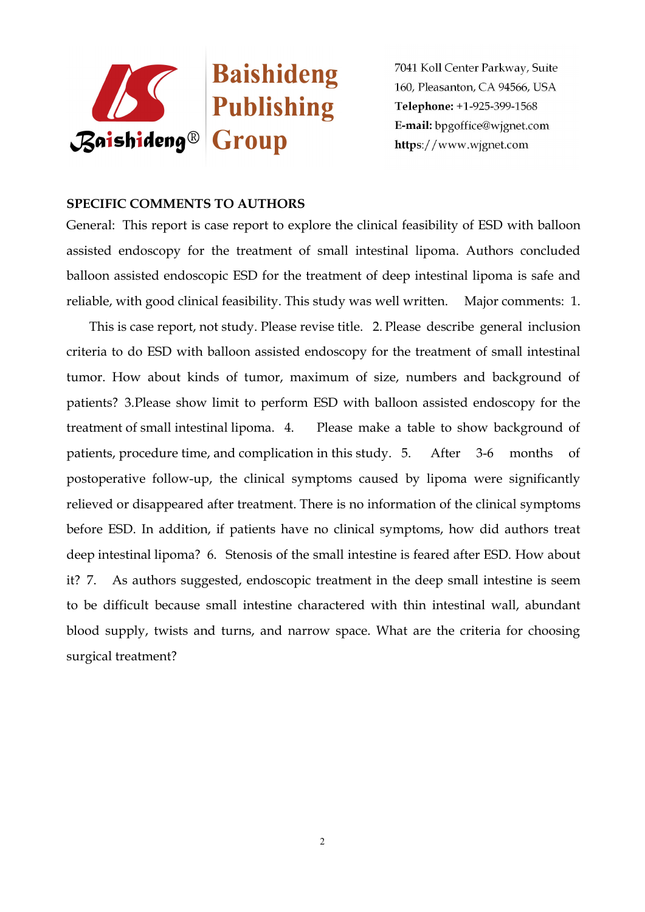## SPECIFIC COMMENTS TO AUTHORS

General: This report is case report to explore the clinical feasibility of ESD with balloon assisted endoscopy for the treatment of small intestinal lipoma. Authors concluded balloon assisted endoscopic ESD for the treatment of deep intestinal lipoma is safe and reliable, with good clinical feasibility. This study was well written. Major comments: 1. This is case report, not study. Please revise title. 2. Please describe general inclusion criteria to do ESD with balloon assisted endoscopy for the treatment of small intestinal tumor. How about kinds of tumor, maximum of size, numbers and background of patients? 3.Please show limit to perform ESD with balloon assisted endoscopy for the treatment of small intestinal lipoma. 4. Please make a table to show background of patients, procedure time, and complication in this study. 5. After 3-6 months of postoperative follow-up, the clinical symptoms caused by lipoma were significantly relieved or disappeared after treatment. There is no information of the clinical symptoms before ESD. In addition, if patients have no clinical symptoms, how did authors treat deep intestinal lipoma? 6. Stenosis of the small intestine is feared after ESD. How about it? 7. As authors suggested, endoscopic treatment in the deep small intestine is seem to be difficult because small intestine charactered with thin intestinal wall, abundant blood supply, twists and turns, and narrow space. What are the criteria for choosing surgical treatment?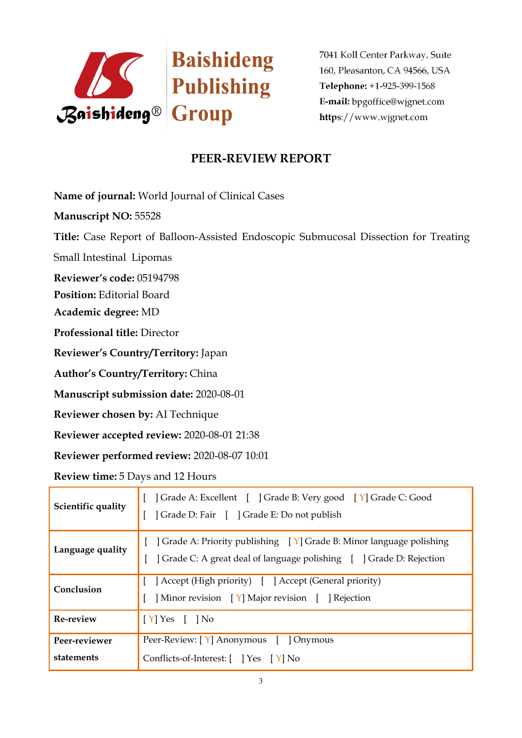Baishideng Publishing Group

7041 Koll Center Parkway, Suite 160, Pleasanton, CA 94566, USA
**Telephone:** +1-925-399-1568
**E-mail:** bpgoffice@wjgnet.com
**https**://www.wjgnet.com

## PEER-REVIEW REPORT

**Name of journal:** World Journal of Clinical Cases

**Manuscript NO:** 55528

**Title:** Case Report of Balloon-Assisted Endoscopic Submucosal Dissection for Treating Small Intestinal Lipomas

**Reviewer's code:** 05194798

**Position:** Editorial Board

**Academic degree:** MD

**Professional title:** Director

**Reviewer's Country/Territory:** Japan

**Author's Country/Territory:** China

**Manuscript submission date:** 2020-08-01

**Reviewer chosen by:** AI Technique

**Reviewer accepted review:** 2020-08-01 21:38

**Reviewer performed review:** 2020-08-07 10:01

**Review time:** 5 Days and 12 Hours

| | |
|---|---|
| **Scientific quality** | [ ] Grade A: Excellent [ ] Grade B: Very good [ Y] Grade C: Good<br>[ ] Grade D: Fair [ ] Grade E: Do not publish |
| **Language quality** | [ ] Grade A: Priority publishing [ Y] Grade B: Minor language polishing<br>[ ] Grade C: A great deal of language polishing [ ] Grade D: Rejection |
| **Conclusion** | [ ] Accept (High priority) [ ] Accept (General priority)<br>[ ] Minor revision [ Y] Major revision [ ] Rejection |
| **Re-review** | [ Y] Yes [ ] No |
| **Peer-reviewer statements** | Peer-Review: [ Y] Anonymous [ ] Onymous<br>Conflicts-of-Interest: [ ] Yes [ Y] No |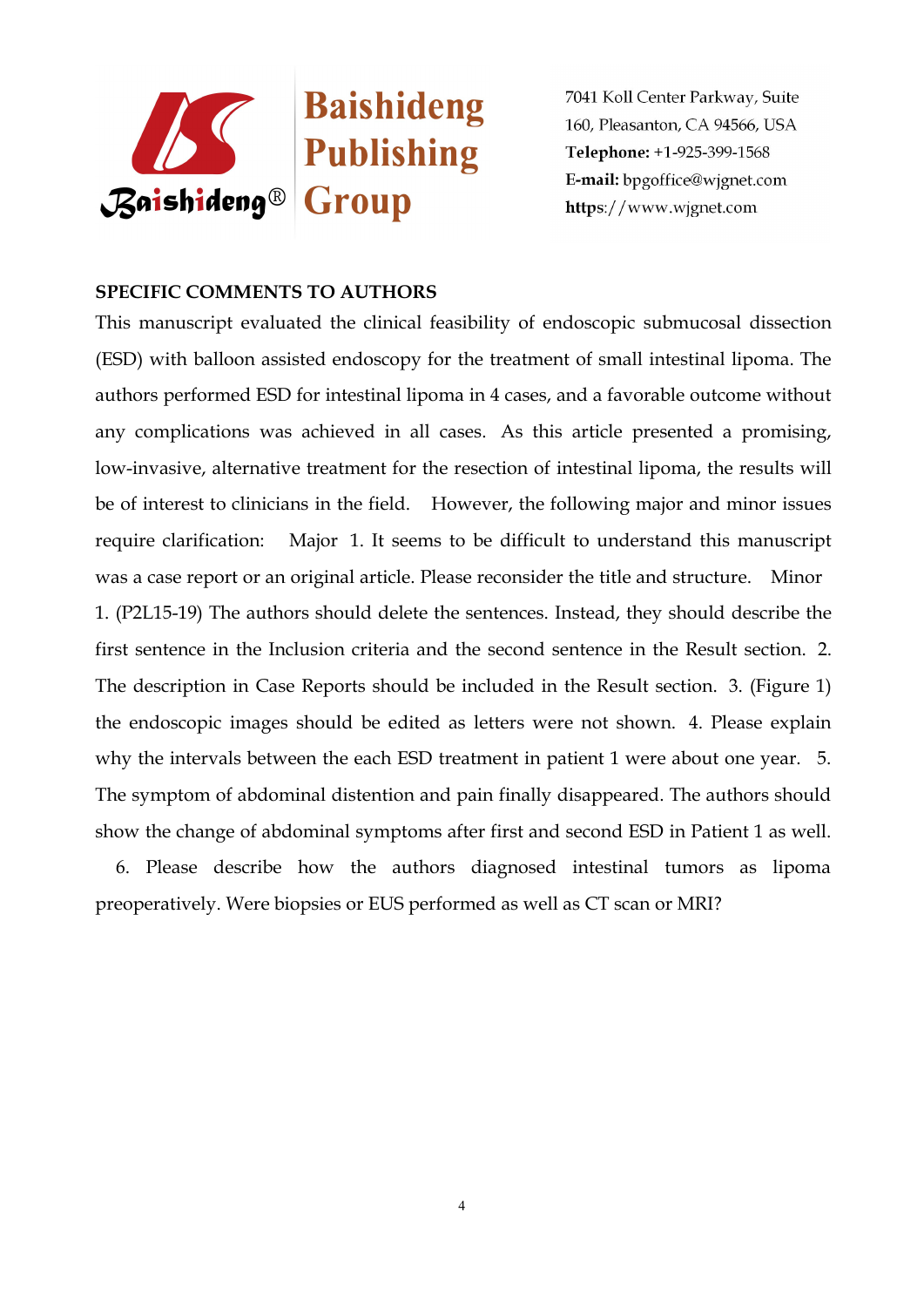**SPECIFIC COMMENTS TO AUTHORS**

This manuscript evaluated the clinical feasibility of endoscopic submucosal dissection (ESD) with balloon assisted endoscopy for the treatment of small intestinal lipoma. The authors performed ESD for intestinal lipoma in 4 cases, and a favorable outcome without any complications was achieved in all cases. As this article presented a promising, low-invasive, alternative treatment for the resection of intestinal lipoma, the results will be of interest to clinicians in the field. However, the following major and minor issues require clarification: Major 1. It seems to be difficult to understand this manuscript was a case report or an original article. Please reconsider the title and structure. Minor 1. (P2L15-19) The authors should delete the sentences. Instead, they should describe the first sentence in the Inclusion criteria and the second sentence in the Result section. 2. The description in Case Reports should be included in the Result section. 3. (Figure 1) the endoscopic images should be edited as letters were not shown. 4. Please explain why the intervals between the each ESD treatment in patient 1 were about one year. 5. The symptom of abdominal distention and pain finally disappeared. The authors should show the change of abdominal symptoms after first and second ESD in Patient 1 as well. 6. Please describe how the authors diagnosed intestinal tumors as lipoma preoperatively. Were biopsies or EUS performed as well as CT scan or MRI?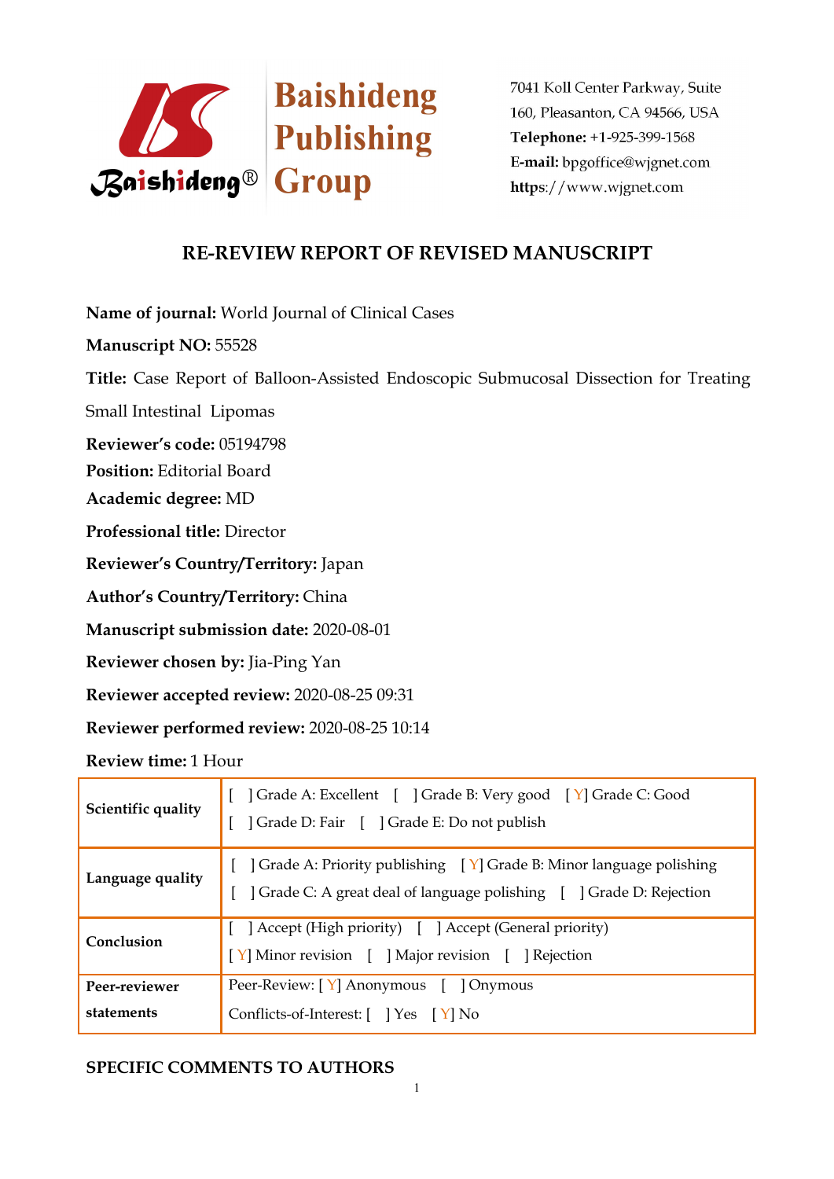Baishideng Publishing Group

7041 Koll Center Parkway, Suite 160, Pleasanton, CA 94566, USA
**Telephone:** +1-925-399-1568
**E-mail:** bpgoffice@wjgnet.com
**https**://www.wjgnet.com

## RE-REVIEW REPORT OF REVISED MANUSCRIPT

**Name of journal:** World Journal of Clinical Cases

**Manuscript NO:** 55528

**Title:** Case Report of Balloon-Assisted Endoscopic Submucosal Dissection for Treating Small Intestinal Lipomas

**Reviewer's code:** 05194798

**Position:** Editorial Board

**Academic degree:** MD

**Professional title:** Director

**Reviewer's Country/Territory:** Japan

**Author's Country/Territory:** China

**Manuscript submission date:** 2020-08-01

**Reviewer chosen by:** Jia-Ping Yan

**Reviewer accepted review:** 2020-08-25 09:31

**Reviewer performed review:** 2020-08-25 10:14

**Review time:** 1 Hour

| | |
|---|---|
| **Scientific quality** | [ ] Grade A: Excellent [ ] Grade B: Very good [ Y] Grade C: Good<br>[ ] Grade D: Fair [ ] Grade E: Do not publish |
| **Language quality** | [ ] Grade A: Priority publishing [ Y] Grade B: Minor language polishing<br>[ ] Grade C: A great deal of language polishing [ ] Grade D: Rejection |
| **Conclusion** | [ ] Accept (High priority) [ ] Accept (General priority)<br>[ Y] Minor revision [ ] Major revision [ ] Rejection |
| **Peer-reviewer statements** | Peer-Review: [ Y] Anonymous [ ] Onymous<br>Conflicts-of-Interest: [ ] Yes [ Y] No |

**SPECIFIC COMMENTS TO AUTHORS**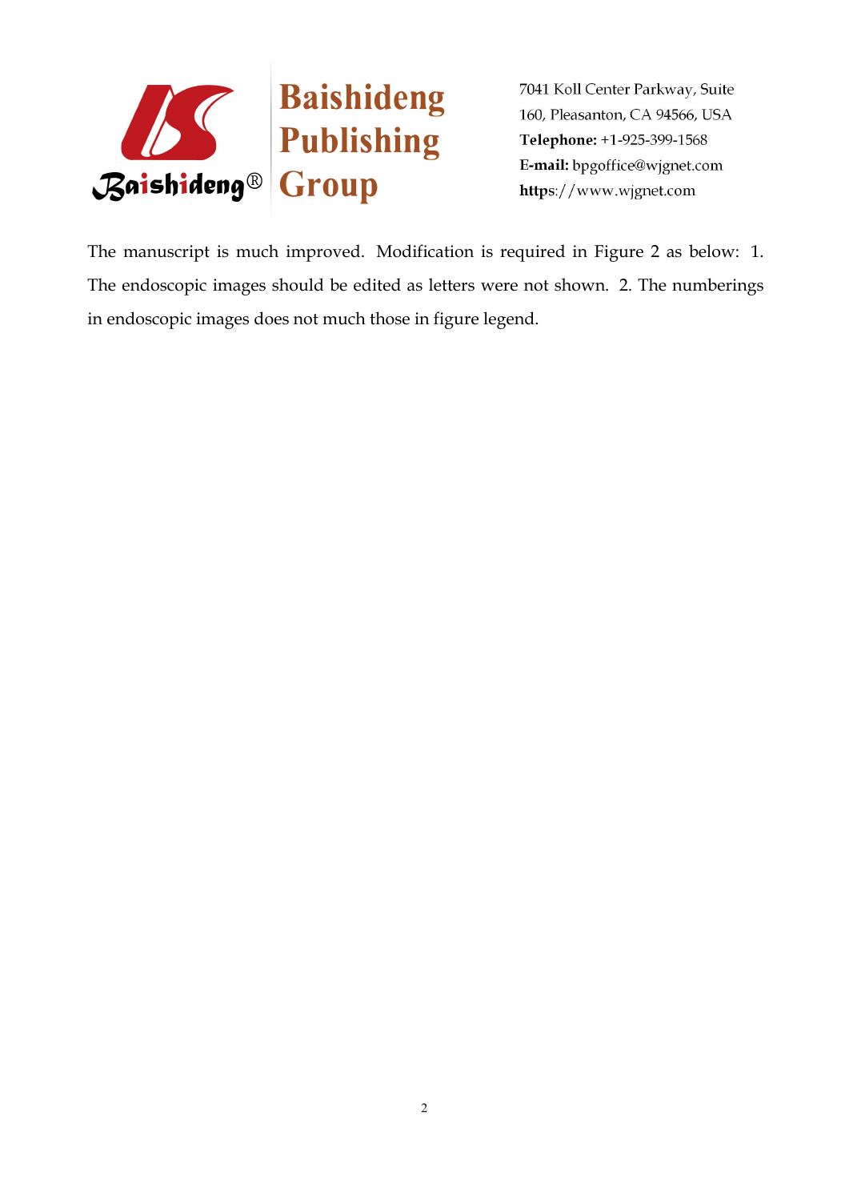The manuscript is much improved. Modification is required in Figure 2 as below: 1. The endoscopic images should be edited as letters were not shown. 2. The numberings in endoscopic images does not much those in figure legend.